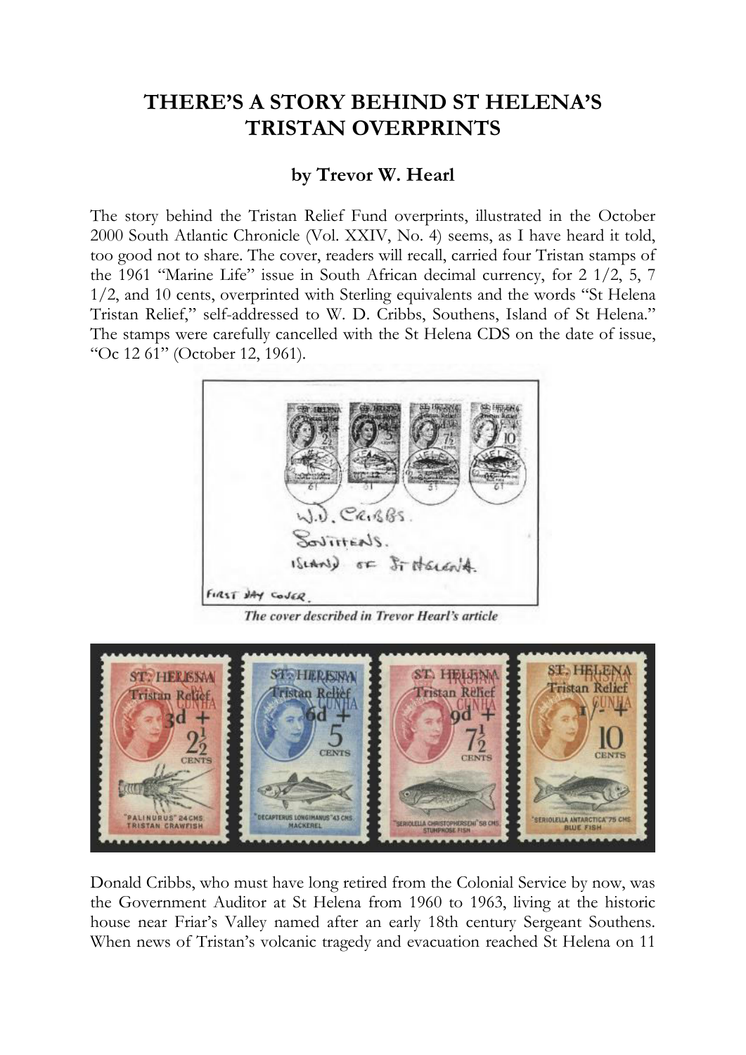# THERE'S A STORY BEHIND ST HELENA'S TRISTAN OVERPRINTS

**by Trevor W. Hearl**

The story behind the Tristan Relief Fund overprints, illustrated in the October 2000 South Atlantic Chronicle (Vol. XXIV, No. 4) seems, as I have heard it told, too good not to share. The cover, readers will recall, carried four Tristan stamps of the 1961 "Marine Life" issue in South African decimal currency, for 2 1/2, 5, 7 1/2, and 10 cents, overprinted with Sterling equivalents and the words "St Helena Tristan Relief," self-addressed to W. D. Cribbs, Southens, Island of St Helena." The stamps were carefully cancelled with the St Helena CDS on the date of issue, "Oc 12 61" (October 12, 1961).

*The cover described in Trevor Hearl's article*

Donald Cribbs, who must have long retired from the Colonial Service by now, was the Government Auditor at St Helena from 1960 to 1963, living at the historic house near Friar's Valley named after an early 18th century Sergeant Southens. When news of Tristan's volcanic tragedy and evacuation reached St Helena on 11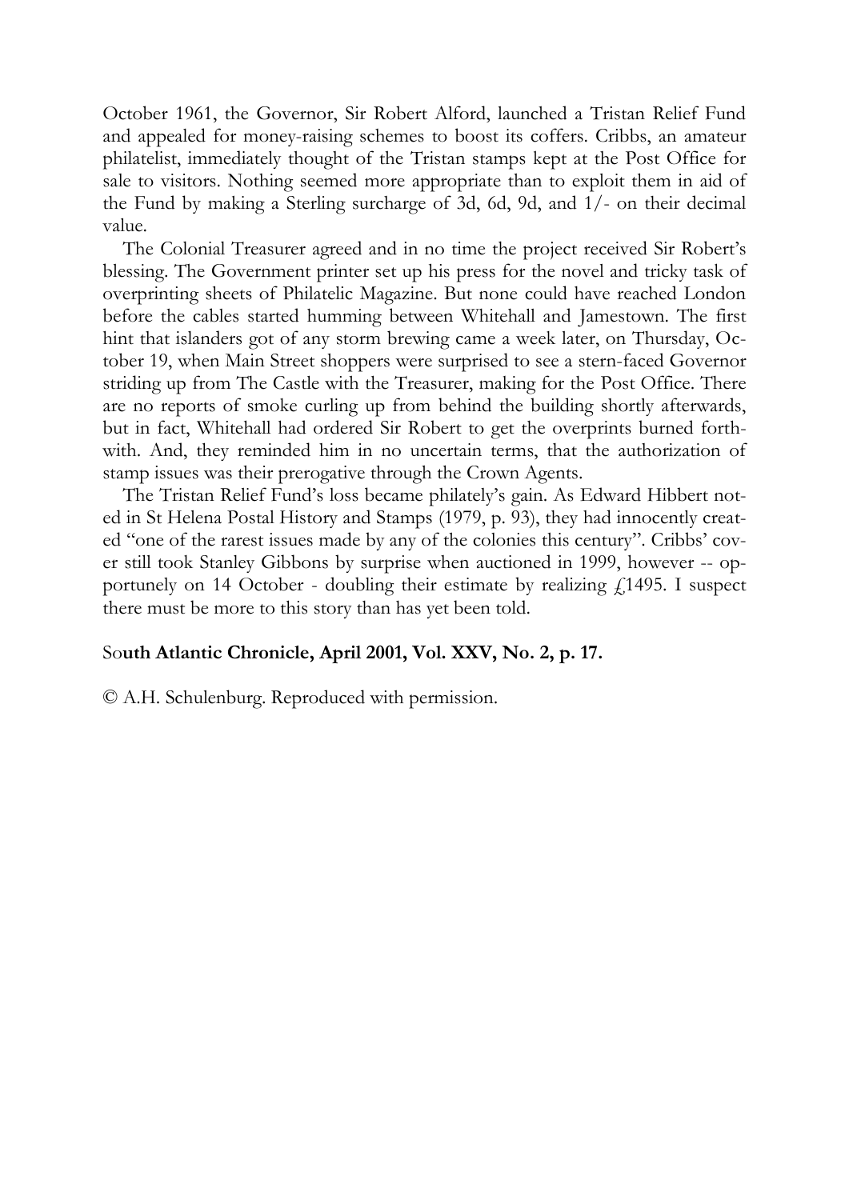October 1961, the Governor, Sir Robert Alford, launched a Tristan Relief Fund and appealed for money-raising schemes to boost its coffers. Cribbs, an amateur philatelist, immediately thought of the Tristan stamps kept at the Post Office for sale to visitors. Nothing seemed more appropriate than to exploit them in aid of the Fund by making a Sterling surcharge of 3d, 6d, 9d, and 1/- on their decimal value.

The Colonial Treasurer agreed and in no time the project received Sir Robert's blessing. The Government printer set up his press for the novel and tricky task of overprinting sheets of Philatelic Magazine. But none could have reached London before the cables started humming between Whitehall and Jamestown. The first hint that islanders got of any storm brewing came a week later, on Thursday, October 19, when Main Street shoppers were surprised to see a stern-faced Governor striding up from The Castle with the Treasurer, making for the Post Office. There are no reports of smoke curling up from behind the building shortly afterwards, but in fact, Whitehall had ordered Sir Robert to get the overprints burned forthwith. And, they reminded him in no uncertain terms, that the authorization of stamp issues was their prerogative through the Crown Agents.

The Tristan Relief Fund's loss became philately's gain. As Edward Hibbert noted in St Helena Postal History and Stamps (1979, p. 93), they had innocently created "one of the rarest issues made by any of the colonies this century". Cribbs' cover still took Stanley Gibbons by surprise when auctioned in 1999, however -- opportunely on 14 October - doubling their estimate by realizing £1495. I suspect there must be more to this story than has yet been told.

So**uth Atlantic Chronicle, April 2001, Vol. XXV, No. 2, p. 17.**

© A.H. Schulenburg. Reproduced with permission.